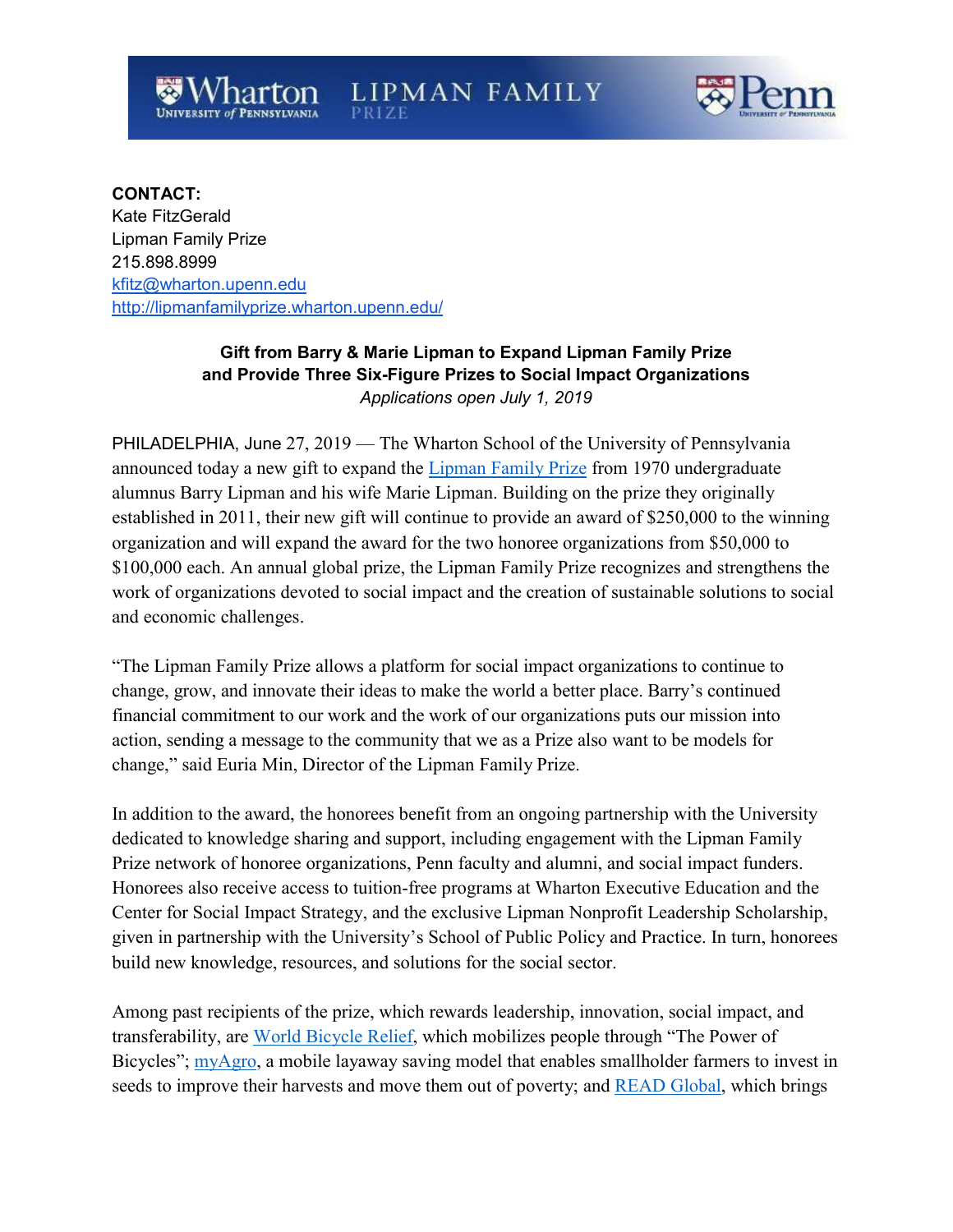Wharton University of Pennsylvania LIPMAN FAMILY PRIZE Penn University of Pennsylvania

**CONTACT:**
Kate FitzGerald
Lipman Family Prize
215.898.8999
[kfitz@wharton.upenn.edu](mailto:kfitz@wharton.upenn.edu)
[http://lipmanfamilyprize.wharton.upenn.edu/](http://lipmanfamilyprize.wharton.upenn.edu/)

**Gift from Barry & Marie Lipman to Expand Lipman Family Prize and Provide Three Six-Figure Prizes to Social Impact Organizations**

*Applications open July 1, 2019*

PHILADELPHIA, June 27, 2019 — The Wharton School of the University of Pennsylvania announced today a new gift to expand the [Lipman Family Prize](http://lipmanfamilyprize.wharton.upenn.edu/) from 1970 undergraduate alumnus Barry Lipman and his wife Marie Lipman. Building on the prize they originally established in 2011, their new gift will continue to provide an award of $250,000 to the winning organization and will expand the award for the two honoree organizations from $50,000 to $100,000 each. An annual global prize, the Lipman Family Prize recognizes and strengthens the work of organizations devoted to social impact and the creation of sustainable solutions to social and economic challenges.

"The Lipman Family Prize allows a platform for social impact organizations to continue to change, grow, and innovate their ideas to make the world a better place. Barry's continued financial commitment to our work and the work of our organizations puts our mission into action, sending a message to the community that we as a Prize also want to be models for change," said Euria Min, Director of the Lipman Family Prize.

In addition to the award, the honorees benefit from an ongoing partnership with the University dedicated to knowledge sharing and support, including engagement with the Lipman Family Prize network of honoree organizations, Penn faculty and alumni, and social impact funders. Honorees also receive access to tuition-free programs at Wharton Executive Education and the Center for Social Impact Strategy, and the exclusive Lipman Nonprofit Leadership Scholarship, given in partnership with the University's School of Public Policy and Practice. In turn, honorees build new knowledge, resources, and solutions for the social sector.

Among past recipients of the prize, which rewards leadership, innovation, social impact, and transferability, are World Bicycle Relief, which mobilizes people through "The Power of Bicycles"; myAgro, a mobile layaway saving model that enables smallholder farmers to invest in seeds to improve their harvests and move them out of poverty; and READ Global, which brings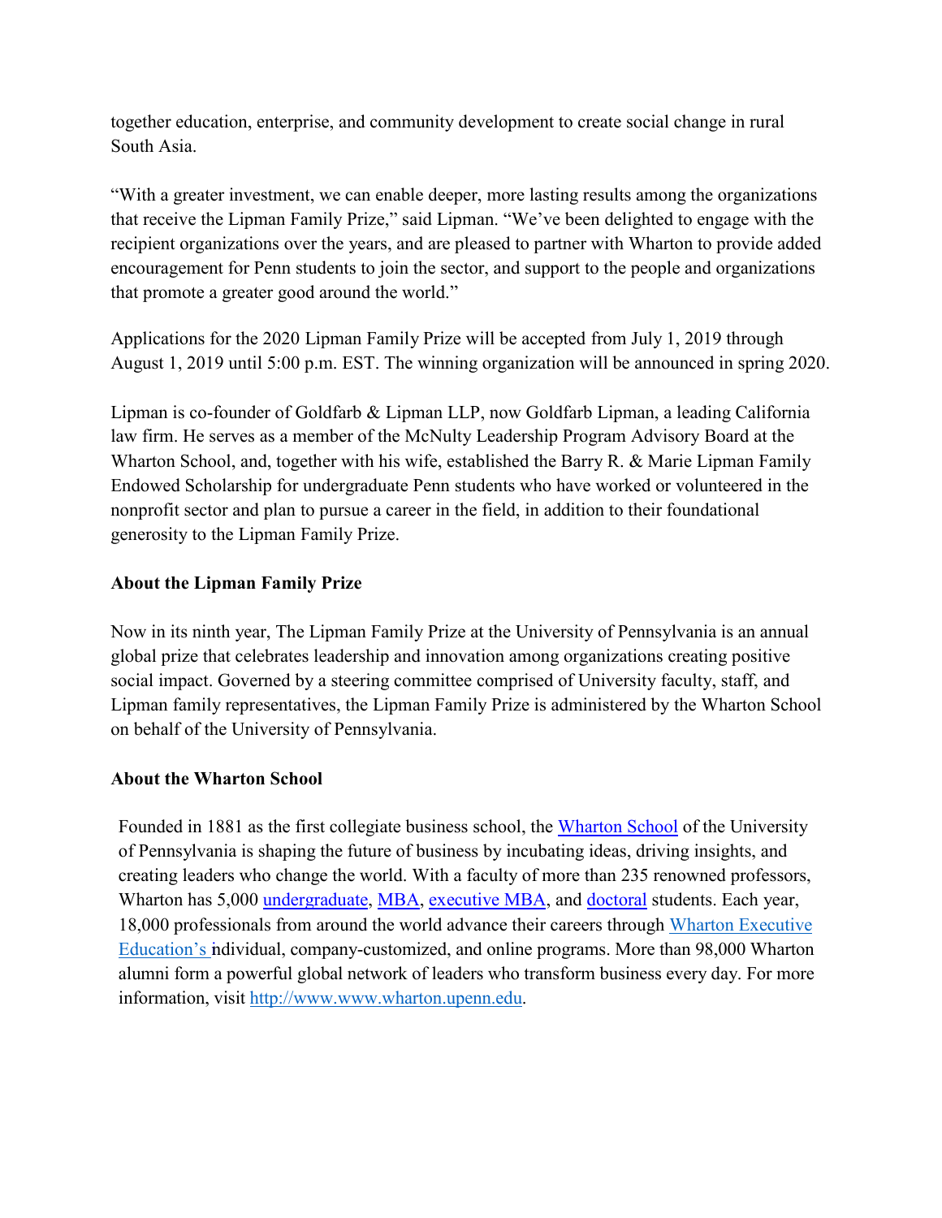together education, enterprise, and community development to create social change in rural South Asia.

"With a greater investment, we can enable deeper, more lasting results among the organizations that receive the Lipman Family Prize," said Lipman. "We've been delighted to engage with the recipient organizations over the years, and are pleased to partner with Wharton to provide added encouragement for Penn students to join the sector, and support to the people and organizations that promote a greater good around the world."

Applications for the 2020 Lipman Family Prize will be accepted from July 1, 2019 through August 1, 2019 until 5:00 p.m. EST. The winning organization will be announced in spring 2020.

Lipman is co-founder of Goldfarb & Lipman LLP, now Goldfarb Lipman, a leading California law firm. He serves as a member of the McNulty Leadership Program Advisory Board at the Wharton School, and, together with his wife, established the Barry R. & Marie Lipman Family Endowed Scholarship for undergraduate Penn students who have worked or volunteered in the nonprofit sector and plan to pursue a career in the field, in addition to their foundational generosity to the Lipman Family Prize.

**About the Lipman Family Prize**

Now in its ninth year, The Lipman Family Prize at the University of Pennsylvania is an annual global prize that celebrates leadership and innovation among organizations creating positive social impact. Governed by a steering committee comprised of University faculty, staff, and Lipman family representatives, the Lipman Family Prize is administered by the Wharton School on behalf of the University of Pennsylvania.

**About the Wharton School**

Founded in 1881 as the first collegiate business school, the Wharton School of the University of Pennsylvania is shaping the future of business by incubating ideas, driving insights, and creating leaders who change the world. With a faculty of more than 235 renowned professors, Wharton has 5,000 undergraduate, MBA, executive MBA, and doctoral students. Each year, 18,000 professionals from around the world advance their careers through Wharton Executive Education's individual, company-customized, and online programs. More than 98,000 Wharton alumni form a powerful global network of leaders who transform business every day. For more information, visit http://www.www.wharton.upenn.edu.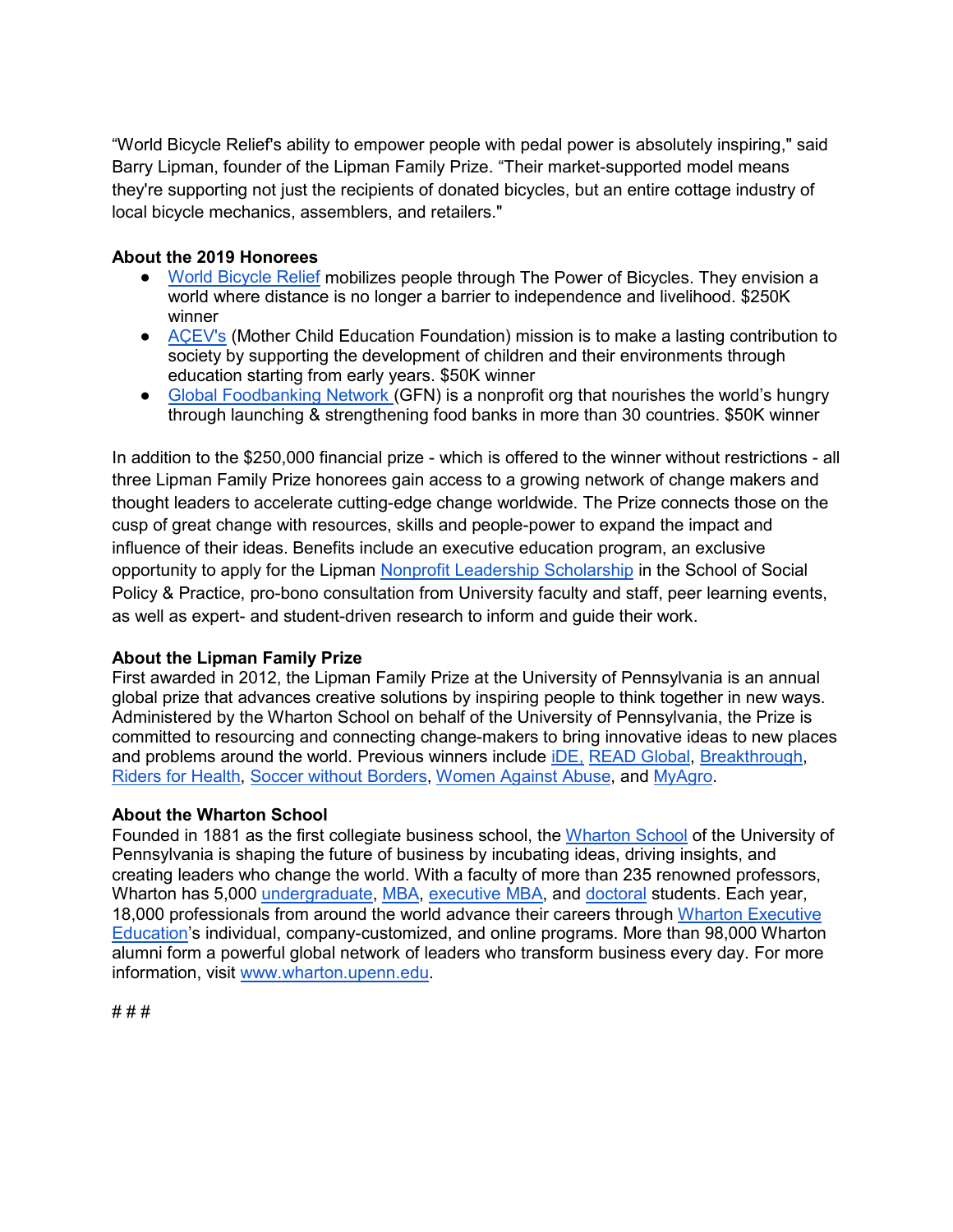"World Bicycle Relief's ability to empower people with pedal power is absolutely inspiring," said Barry Lipman, founder of the Lipman Family Prize. "Their market-supported model means they're supporting not just the recipients of donated bicycles, but an entire cottage industry of local bicycle mechanics, assemblers, and retailers."

**About the 2019 Honorees**

- World Bicycle Relief mobilizes people through The Power of Bicycles. They envision a world where distance is no longer a barrier to independence and livelihood. $250K winner
- AÇEV's (Mother Child Education Foundation) mission is to make a lasting contribution to society by supporting the development of children and their environments through education starting from early years. $50K winner
- Global Foodbanking Network (GFN) is a nonprofit org that nourishes the world's hungry through launching & strengthening food banks in more than 30 countries. $50K winner

In addition to the $250,000 financial prize - which is offered to the winner without restrictions - all three Lipman Family Prize honorees gain access to a growing network of change makers and thought leaders to accelerate cutting-edge change worldwide. The Prize connects those on the cusp of great change with resources, skills and people-power to expand the impact and influence of their ideas. Benefits include an executive education program, an exclusive opportunity to apply for the Lipman Nonprofit Leadership Scholarship in the School of Social Policy & Practice, pro-bono consultation from University faculty and staff, peer learning events, as well as expert- and student-driven research to inform and guide their work.

**About the Lipman Family Prize**

First awarded in 2012, the Lipman Family Prize at the University of Pennsylvania is an annual global prize that advances creative solutions by inspiring people to think together in new ways. Administered by the Wharton School on behalf of the University of Pennsylvania, the Prize is committed to resourcing and connecting change-makers to bring innovative ideas to new places and problems around the world. Previous winners include iDE, READ Global, Breakthrough, Riders for Health, Soccer without Borders, Women Against Abuse, and MyAgro.

**About the Wharton School**

Founded in 1881 as the first collegiate business school, the Wharton School of the University of Pennsylvania is shaping the future of business by incubating ideas, driving insights, and creating leaders who change the world. With a faculty of more than 235 renowned professors, Wharton has 5,000 undergraduate, MBA, executive MBA, and doctoral students. Each year, 18,000 professionals from around the world advance their careers through Wharton Executive Education's individual, company-customized, and online programs. More than 98,000 Wharton alumni form a powerful global network of leaders who transform business every day. For more information, visit www.wharton.upenn.edu.

# # #